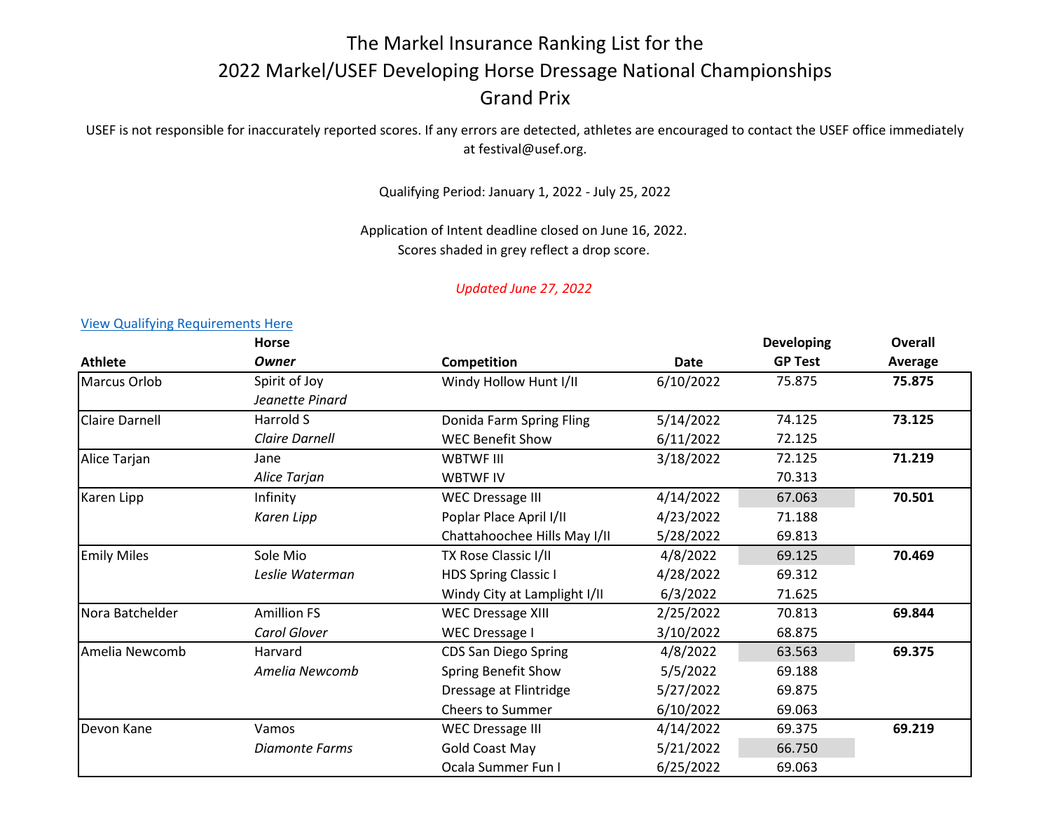# The Markel Insurance Ranking List for the 2022 Markel/USEF Developing Horse Dressage National Championships Grand Prix

USEF is not responsible for inaccurately reported scores. If any errors are detected, athletes are encouraged to contact the USEF office immediately at festival@usef.org.

Qualifying Period: January 1, 2022 - July 25, 2022

Application of Intent deadline closed on June 16, 2022.
Scores shaded in grey reflect a drop score.

*Updated June 27, 2022*

[View Qualifying Requirements Here]

| Athlete | Horse / *Owner* | Competition | Date | Developing GP Test | Overall Average |
|---|---|---|---|---|---|
| Marcus Orlob | Spirit of Joy | Windy Hollow Hunt I/II | 6/10/2022 | 75.875 | **75.875** |
| | *Jeanette Pinard* | | | | |
| Claire Darnell | Harrold S | Donida Farm Spring Fling | 5/14/2022 | 74.125 | **73.125** |
| | *Claire Darnell* | WEC Benefit Show | 6/11/2022 | 72.125 | |
| Alice Tarjan | Jane | WBTWF III | 3/18/2022 | 72.125 | **71.219** |
| | *Alice Tarjan* | WBTWF IV | | 70.313 | |
| Karen Lipp | Infinity | WEC Dressage III | 4/14/2022 | 67.063 (drop) | **70.501** |
| | *Karen Lipp* | Poplar Place April I/II | 4/23/2022 | 71.188 | |
| | | Chattahoochee Hills May I/II | 5/28/2022 | 69.813 | |
| Emily Miles | Sole Mio | TX Rose Classic I/II | 4/8/2022 | 69.125 (drop) | **70.469** |
| | *Leslie Waterman* | HDS Spring Classic I | 4/28/2022 | 69.312 | |
| | | Windy City at Lamplight I/II | 6/3/2022 | 71.625 | |
| Nora Batchelder | Amillion FS | WEC Dressage XIII | 2/25/2022 | 70.813 | **69.844** |
| | *Carol Glover* | WEC Dressage I | 3/10/2022 | 68.875 | |
| Amelia Newcomb | Harvard | CDS San Diego Spring | 4/8/2022 | 63.563 (drop) | **69.375** |
| | *Amelia Newcomb* | Spring Benefit Show | 5/5/2022 | 69.188 | |
| | | Dressage at Flintridge | 5/27/2022 | 69.875 | |
| | | Cheers to Summer | 6/10/2022 | 69.063 | |
| Devon Kane | Vamos | WEC Dressage III | 4/14/2022 | 69.375 | **69.219** |
| | *Diamonte Farms* | Gold Coast May | 5/21/2022 | 66.750 (drop) | |
| | | Ocala Summer Fun I | 6/25/2022 | 69.063 | |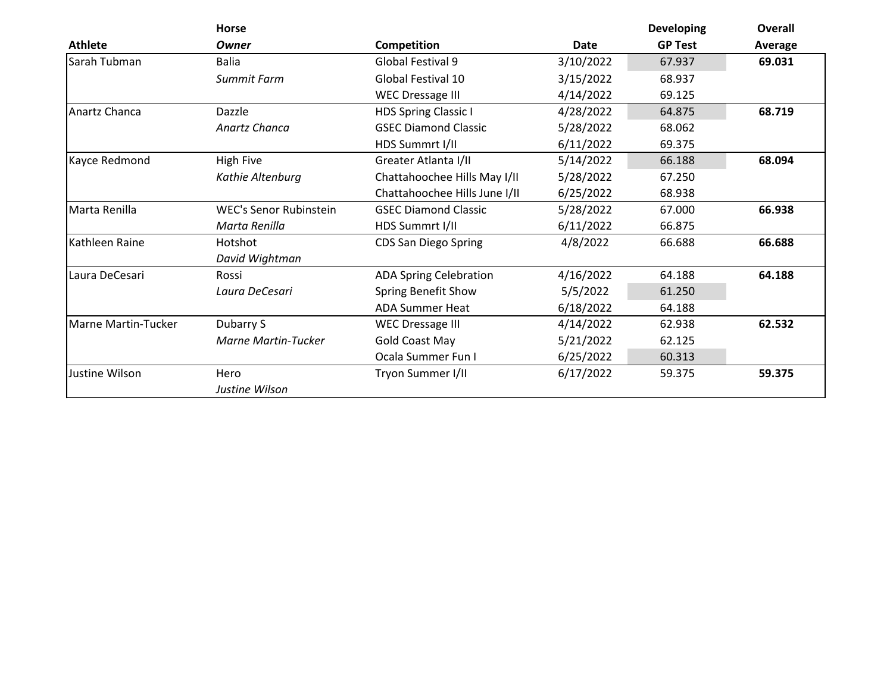| Athlete | Horse *Owner* | Competition | Date | Developing GP Test | Overall Average |
|---|---|---|---|---|---|
| Sarah Tubman | Balia | Global Festival 9 | 3/10/2022 | 67.937 | **69.031** |
| | *Summit Farm* | Global Festival 10 | 3/15/2022 | 68.937 | |
| | | WEC Dressage III | 4/14/2022 | 69.125 | |
| Anartz Chanca | Dazzle | HDS Spring Classic I | 4/28/2022 | 64.875 | **68.719** |
| | *Anartz Chanca* | GSEC Diamond Classic | 5/28/2022 | 68.062 | |
| | | HDS Summrt I/II | 6/11/2022 | 69.375 | |
| Kayce Redmond | High Five | Greater Atlanta I/II | 5/14/2022 | 66.188 | **68.094** |
| | *Kathie Altenburg* | Chattahoochee Hills May I/II | 5/28/2022 | 67.250 | |
| | | Chattahoochee Hills June I/II | 6/25/2022 | 68.938 | |
| Marta Renilla | WEC's Senor Rubinstein | GSEC Diamond Classic | 5/28/2022 | 67.000 | **66.938** |
| | *Marta Renilla* | HDS Summrt I/II | 6/11/2022 | 66.875 | |
| Kathleen Raine | Hotshot | CDS San Diego Spring | 4/8/2022 | 66.688 | **66.688** |
| | *David Wightman* | | | | |
| Laura DeCesari | Rossi | ADA Spring Celebration | 4/16/2022 | 64.188 | **64.188** |
| | *Laura DeCesari* | Spring Benefit Show | 5/5/2022 | 61.250 | |
| | | ADA Summer Heat | 6/18/2022 | 64.188 | |
| Marne Martin-Tucker | Dubarry S | WEC Dressage III | 4/14/2022 | 62.938 | **62.532** |
| | *Marne Martin-Tucker* | Gold Coast May | 5/21/2022 | 62.125 | |
| | | Ocala Summer Fun I | 6/25/2022 | 60.313 | |
| Justine Wilson | Hero | Tryon Summer I/II | 6/17/2022 | 59.375 | **59.375** |
| | *Justine Wilson* | | | | |